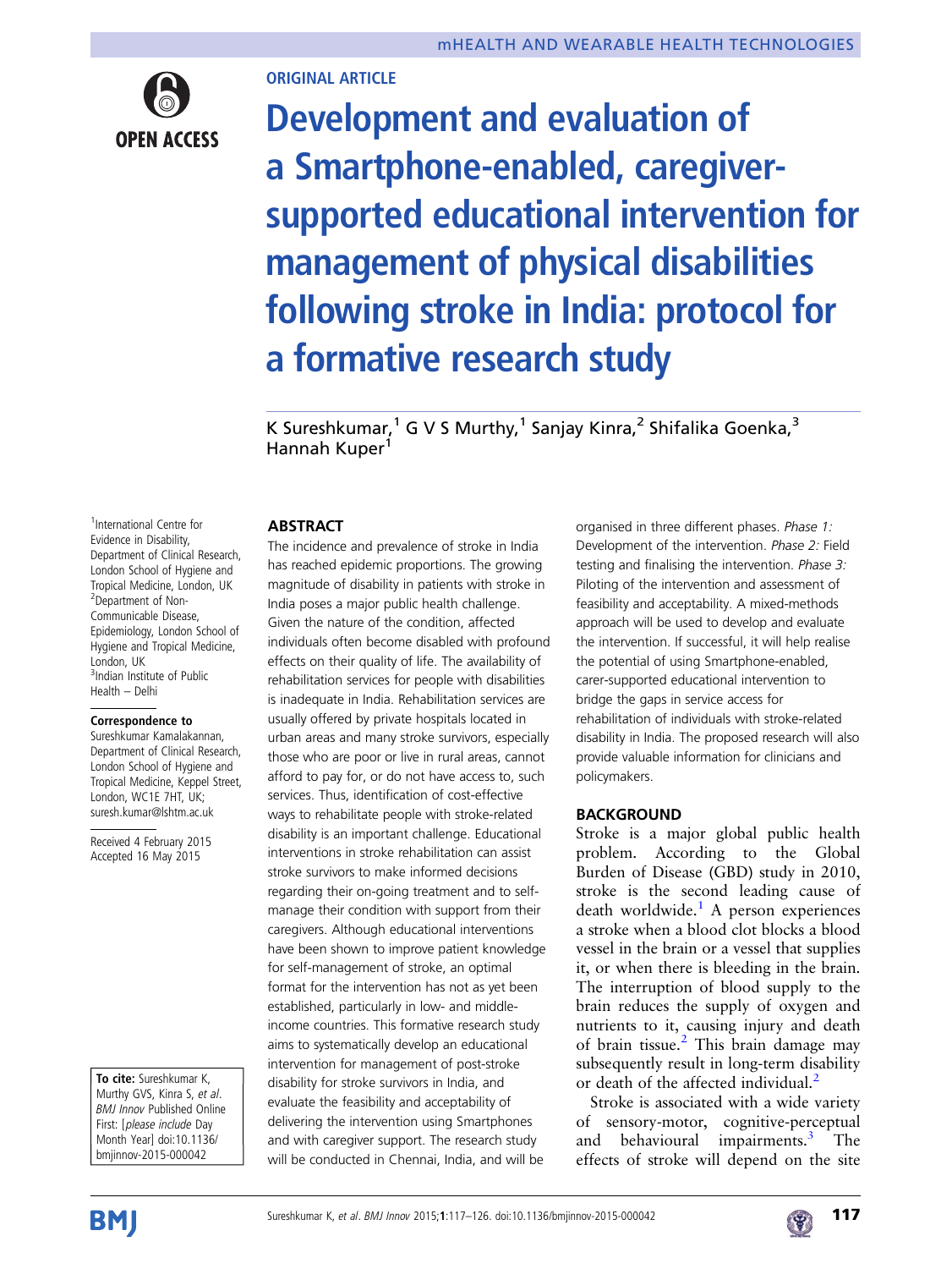ORIGINAL ARTICLE

# Development and evaluation of a Smartphone-enabled, caregiver-supported educational intervention for management of physical disabilities following stroke in India: protocol for a formative research study

K Sureshkumar,[1] G V S Murthy,[1] Sanjay Kinra,[2] Shifalika Goenka,[3] Hannah Kuper[1]

[1]International Centre for Evidence in Disability, Department of Clinical Research, London School of Hygiene and Tropical Medicine, London, UK
[2]Department of Non-Communicable Disease, Epidemiology, London School of Hygiene and Tropical Medicine, London, UK
[3]Indian Institute of Public Health – Delhi

**Correspondence to**
Sureshkumar Kamalakannan, Department of Clinical Research, London School of Hygiene and Tropical Medicine, Keppel Street, London, WC1E 7HT, UK; suresh.kumar@lshtm.ac.uk

Received 4 February 2015
Accepted 16 May 2015

**To cite:** Sureshkumar K, Murthy GVS, Kinra S, *et al*. *BMJ Innov* Published Online First: [*please include* Day Month Year] doi:10.1136/bmjinnov-2015-000042

## ABSTRACT

The incidence and prevalence of stroke in India has reached epidemic proportions. The growing magnitude of disability in patients with stroke in India poses a major public health challenge. Given the nature of the condition, affected individuals often become disabled with profound effects on their quality of life. The availability of rehabilitation services for people with disabilities is inadequate in India. Rehabilitation services are usually offered by private hospitals located in urban areas and many stroke survivors, especially those who are poor or live in rural areas, cannot afford to pay for, or do not have access to, such services. Thus, identification of cost-effective ways to rehabilitate people with stroke-related disability is an important challenge. Educational interventions in stroke rehabilitation can assist stroke survivors to make informed decisions regarding their on-going treatment and to self-manage their condition with support from their caregivers. Although educational interventions have been shown to improve patient knowledge for self-management of stroke, an optimal format for the intervention has not as yet been established, particularly in low- and middle-income countries. This formative research study aims to systematically develop an educational intervention for management of post-stroke disability for stroke survivors in India, and evaluate the feasibility and acceptability of delivering the intervention using Smartphones and with caregiver support. The research study will be conducted in Chennai, India, and will be organised in three different phases. *Phase 1:* Development of the intervention. *Phase 2:* Field testing and finalising the intervention. *Phase 3:* Piloting of the intervention and assessment of feasibility and acceptability. A mixed-methods approach will be used to develop and evaluate the intervention. If successful, it will help realise the potential of using Smartphone-enabled, carer-supported educational intervention to bridge the gaps in service access for rehabilitation of individuals with stroke-related disability in India. The proposed research will also provide valuable information for clinicians and policymakers.

## BACKGROUND

Stroke is a major global public health problem. According to the Global Burden of Disease (GBD) study in 2010, stroke is the second leading cause of death worldwide.[1] A person experiences a stroke when a blood clot blocks a blood vessel in the brain or a vessel that supplies it, or when there is bleeding in the brain. The interruption of blood supply to the brain reduces the supply of oxygen and nutrients to it, causing injury and death of brain tissue.[2] This brain damage may subsequently result in long-term disability or death of the affected individual.[2]

Stroke is associated with a wide variety of sensory-motor, cognitive-perceptual and behavioural impairments.[3] The effects of stroke will depend on the site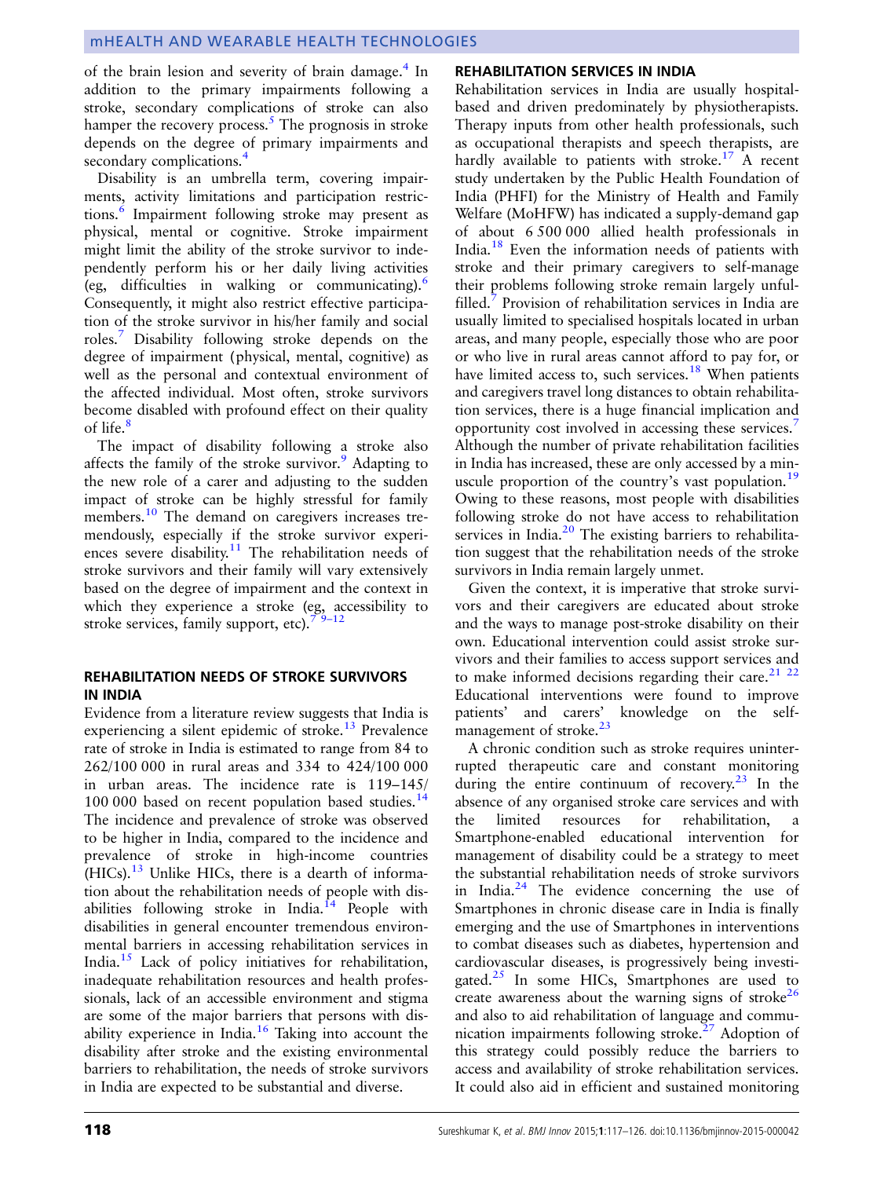of the brain lesion and severity of brain damage.[4] In addition to the primary impairments following a stroke, secondary complications of stroke can also hamper the recovery process.[5] The prognosis in stroke depends on the degree of primary impairments and secondary complications.[4]

Disability is an umbrella term, covering impairments, activity limitations and participation restrictions.[6] Impairment following stroke may present as physical, mental or cognitive. Stroke impairment might limit the ability of the stroke survivor to independently perform his or her daily living activities (eg, difficulties in walking or communicating).[6] Consequently, it might also restrict effective participation of the stroke survivor in his/her family and social roles.[7] Disability following stroke depends on the degree of impairment (physical, mental, cognitive) as well as the personal and contextual environment of the affected individual. Most often, stroke survivors become disabled with profound effect on their quality of life.[8]

The impact of disability following a stroke also affects the family of the stroke survivor.[9] Adapting to the new role of a carer and adjusting to the sudden impact of stroke can be highly stressful for family members.[10] The demand on caregivers increases tremendously, especially if the stroke survivor experiences severe disability.[11] The rehabilitation needs of stroke survivors and their family will vary extensively based on the degree of impairment and the context in which they experience a stroke (eg, accessibility to stroke services, family support, etc).[7 9–12]

## REHABILITATION NEEDS OF STROKE SURVIVORS IN INDIA

Evidence from a literature review suggests that India is experiencing a silent epidemic of stroke.[13] Prevalence rate of stroke in India is estimated to range from 84 to 262/100 000 in rural areas and 334 to 424/100 000 in urban areas. The incidence rate is 119–145/100 000 based on recent population based studies.[14] The incidence and prevalence of stroke was observed to be higher in India, compared to the incidence and prevalence of stroke in high-income countries (HICs).[13] Unlike HICs, there is a dearth of information about the rehabilitation needs of people with disabilities following stroke in India.[14] People with disabilities in general encounter tremendous environmental barriers in accessing rehabilitation services in India.[15] Lack of policy initiatives for rehabilitation, inadequate rehabilitation resources and health professionals, lack of an accessible environment and stigma are some of the major barriers that persons with disability experience in India.[16] Taking into account the disability after stroke and the existing environmental barriers to rehabilitation, the needs of stroke survivors in India are expected to be substantial and diverse.

## REHABILITATION SERVICES IN INDIA

Rehabilitation services in India are usually hospital-based and driven predominately by physiotherapists. Therapy inputs from other health professionals, such as occupational therapists and speech therapists, are hardly available to patients with stroke.[17] A recent study undertaken by the Public Health Foundation of India (PHFI) for the Ministry of Health and Family Welfare (MoHFW) has indicated a supply-demand gap of about 6 500 000 allied health professionals in India.[18] Even the information needs of patients with stroke and their primary caregivers to self-manage their problems following stroke remain largely unfulfilled.[7] Provision of rehabilitation services in India are usually limited to specialised hospitals located in urban areas, and many people, especially those who are poor or who live in rural areas cannot afford to pay for, or have limited access to, such services.[18] When patients and caregivers travel long distances to obtain rehabilitation services, there is a huge financial implication and opportunity cost involved in accessing these services.[7] Although the number of private rehabilitation facilities in India has increased, these are only accessed by a minuscule proportion of the country's vast population.[19] Owing to these reasons, most people with disabilities following stroke do not have access to rehabilitation services in India.[20] The existing barriers to rehabilitation suggest that the rehabilitation needs of the stroke survivors in India remain largely unmet.

Given the context, it is imperative that stroke survivors and their caregivers are educated about stroke and the ways to manage post-stroke disability on their own. Educational intervention could assist stroke survivors and their families to access support services and to make informed decisions regarding their care.[21 22] Educational interventions were found to improve patients' and carers' knowledge on the self-management of stroke.[23]

A chronic condition such as stroke requires uninterrupted therapeutic care and constant monitoring during the entire continuum of recovery.[23] In the absence of any organised stroke care services and with the limited resources for rehabilitation, a Smartphone-enabled educational intervention for management of disability could be a strategy to meet the substantial rehabilitation needs of stroke survivors in India.[24] The evidence concerning the use of Smartphones in chronic disease care in India is finally emerging and the use of Smartphones in interventions to combat diseases such as diabetes, hypertension and cardiovascular diseases, is progressively being investigated.[25] In some HICs, Smartphones are used to create awareness about the warning signs of stroke[26] and also to aid rehabilitation of language and communication impairments following stroke.[27] Adoption of this strategy could possibly reduce the barriers to access and availability of stroke rehabilitation services. It could also aid in efficient and sustained monitoring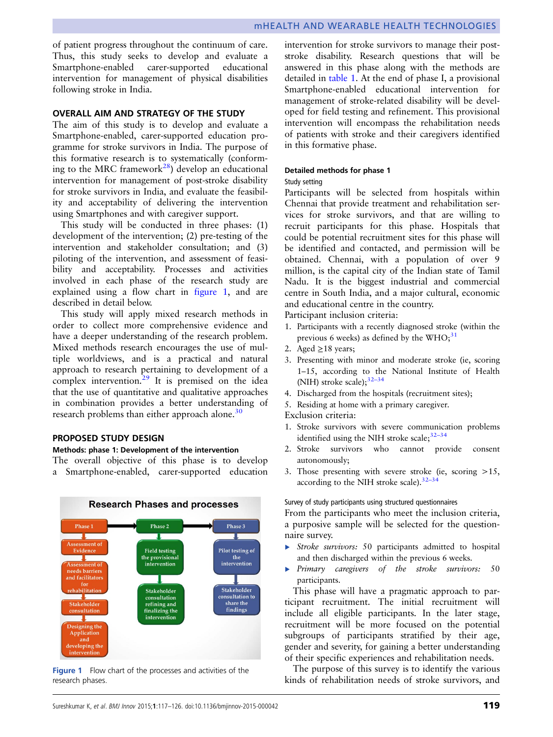of patient progress throughout the continuum of care. Thus, this study seeks to develop and evaluate a Smartphone-enabled carer-supported educational intervention for management of physical disabilities following stroke in India.

## OVERALL AIM AND STRATEGY OF THE STUDY

The aim of this study is to develop and evaluate a Smartphone-enabled, carer-supported education programme for stroke survivors in India. The purpose of this formative research is to systematically (conforming to the MRC framework[28]) develop an educational intervention for management of post-stroke disability for stroke survivors in India, and evaluate the feasibility and acceptability of delivering the intervention using Smartphones and with caregiver support.

This study will be conducted in three phases: (1) development of the intervention; (2) pre-testing of the intervention and stakeholder consultation; and (3) piloting of the intervention, and assessment of feasibility and acceptability. Processes and activities involved in each phase of the research study are explained using a flow chart in figure 1, and are described in detail below.

This study will apply mixed research methods in order to collect more comprehensive evidence and have a deeper understanding of the research problem. Mixed methods research encourages the use of multiple worldviews, and is a practical and natural approach to research pertaining to development of a complex intervention.[29] It is premised on the idea that the use of quantitative and qualitative approaches in combination provides a better understanding of research problems than either approach alone.[30]

## PROPOSED STUDY DESIGN

### Methods: phase 1: Development of the intervention

The overall objective of this phase is to develop a Smartphone-enabled, carer-supported education intervention for stroke survivors to manage their post-stroke disability. Research questions that will be answered in this phase along with the methods are detailed in table 1. At the end of phase I, a provisional Smartphone-enabled educational intervention for management of stroke-related disability will be developed for field testing and refinement. This provisional intervention will encompass the rehabilitation needs of patients with stroke and their caregivers identified in this formative phase.

**Research Phases and processes**

| Phase 1 | Phase 2 | Phase 3 |
|---|---|---|
| Assessment of Evidence | Field testing the provisional intervention | Pilot testing of the intervention |
| Assessment of needs barriers and facilitators for rehabilitation | Stakeholder consultation refining and finalizing the intervention | Stakeholder consultation to share the findings |
| Stakeholder consultation | | |
| Designing the Application and developing the intervention | | |

Figure 1 Flow chart of the processes and activities of the research phases.

### Detailed methods for phase 1

#### Study setting

Participants will be selected from hospitals within Chennai that provide treatment and rehabilitation services for stroke survivors, and that are willing to recruit participants for this phase. Hospitals that could be potential recruitment sites for this phase will be identified and contacted, and permission will be obtained. Chennai, with a population of over 9 million, is the capital city of the Indian state of Tamil Nadu. It is the biggest industrial and commercial centre in South India, and a major cultural, economic and educational centre in the country.

Participant inclusion criteria:

1. Participants with a recently diagnosed stroke (within the previous 6 weeks) as defined by the WHO;[31]
2. Aged ≥18 years;
3. Presenting with minor and moderate stroke (ie, scoring 1–15, according to the National Institute of Health (NIH) stroke scale);[32–34]
4. Discharged from the hospitals (recruitment sites);
5. Residing at home with a primary caregiver.

Exclusion criteria:

1. Stroke survivors with severe communication problems identified using the NIH stroke scale;[32–34]
2. Stroke survivors who cannot provide consent autonomously;
3. Those presenting with severe stroke (ie, scoring >15, according to the NIH stroke scale).[32–34]

#### Survey of study participants using structured questionnaires

From the participants who meet the inclusion criteria, a purposive sample will be selected for the questionnaire survey.

- *Stroke survivors:* 50 participants admitted to hospital and then discharged within the previous 6 weeks.
- *Primary caregivers of the stroke survivors:* 50 participants.

This phase will have a pragmatic approach to participant recruitment. The initial recruitment will include all eligible participants. In the later stage, recruitment will be more focused on the potential subgroups of participants stratified by their age, gender and severity, for gaining a better understanding of their specific experiences and rehabilitation needs.

The purpose of this survey is to identify the various kinds of rehabilitation needs of stroke survivors, and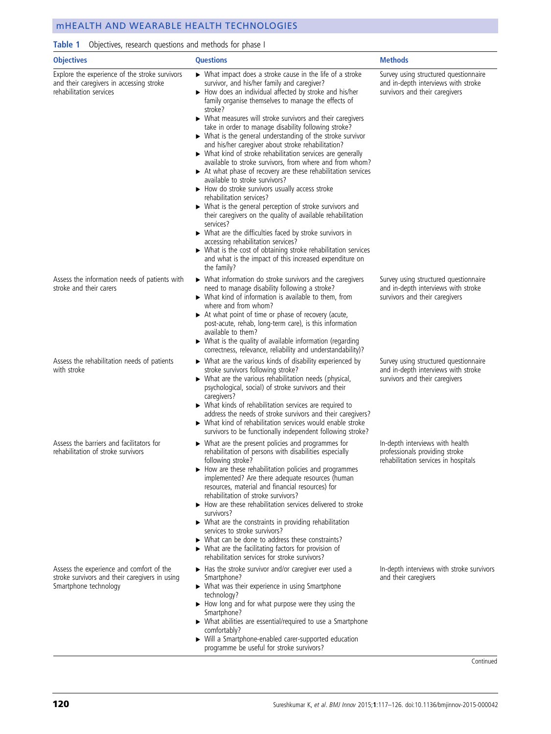**Table 1** Objectives, research questions and methods for phase I

| Objectives | Questions | Methods |
|---|---|---|
| Explore the experience of the stroke survivors and their caregivers in accessing stroke rehabilitation services | ▸ What impact does a stroke cause in the life of a stroke survivor, and his/her family and caregiver?<br>▸ How does an individual affected by stroke and his/her family organise themselves to manage the effects of stroke?<br>▸ What measures will stroke survivors and their caregivers take in order to manage disability following stroke?<br>▸ What is the general understanding of the stroke survivor and his/her caregiver about stroke rehabilitation?<br>▸ What kind of stroke rehabilitation services are generally available to stroke survivors, from where and from whom?<br>▸ At what phase of recovery are these rehabilitation services available to stroke survivors?<br>▸ How do stroke survivors usually access stroke rehabilitation services?<br>▸ What is the general perception of stroke survivors and their caregivers on the quality of available rehabilitation services?<br>▸ What are the difficulties faced by stroke survivors in accessing rehabilitation services?<br>▸ What is the cost of obtaining stroke rehabilitation services and what is the impact of this increased expenditure on the family? | Survey using structured questionnaire and in-depth interviews with stroke survivors and their caregivers |
| Assess the information needs of patients with stroke and their carers | ▸ What information do stroke survivors and the caregivers need to manage disability following a stroke?<br>▸ What kind of information is available to them, from where and from whom?<br>▸ At what point of time or phase of recovery (acute, post-acute, rehab, long-term care), is this information available to them?<br>▸ What is the quality of available information (regarding correctness, relevance, reliability and understandability)? | Survey using structured questionnaire and in-depth interviews with stroke survivors and their caregivers |
| Assess the rehabilitation needs of patients with stroke | ▸ What are the various kinds of disability experienced by stroke survivors following stroke?<br>▸ What are the various rehabilitation needs (physical, psychological, social) of stroke survivors and their caregivers?<br>▸ What kinds of rehabilitation services are required to address the needs of stroke survivors and their caregivers?<br>▸ What kind of rehabilitation services would enable stroke survivors to be functionally independent following stroke? | Survey using structured questionnaire and in-depth interviews with stroke survivors and their caregivers |
| Assess the barriers and facilitators for rehabilitation of stroke survivors | ▸ What are the present policies and programmes for rehabilitation of persons with disabilities especially following stroke?<br>▸ How are these rehabilitation policies and programmes implemented? Are there adequate resources (human resources, material and financial resources) for rehabilitation of stroke survivors?<br>▸ How are these rehabilitation services delivered to stroke survivors?<br>▸ What are the constraints in providing rehabilitation services to stroke survivors?<br>▸ What can be done to address these constraints?<br>▸ What are the facilitating factors for provision of rehabilitation services for stroke survivors? | In-depth interviews with health professionals providing stroke rehabilitation services in hospitals |
| Assess the experience and comfort of the stroke survivors and their caregivers in using Smartphone technology | ▸ Has the stroke survivor and/or caregiver ever used a Smartphone?<br>▸ What was their experience in using Smartphone technology?<br>▸ How long and for what purpose were they using the Smartphone?<br>▸ What abilities are essential/required to use a Smartphone comfortably?<br>▸ Will a Smartphone-enabled carer-supported education programme be useful for stroke survivors? | In-depth interviews with stroke survivors and their caregivers |

Continued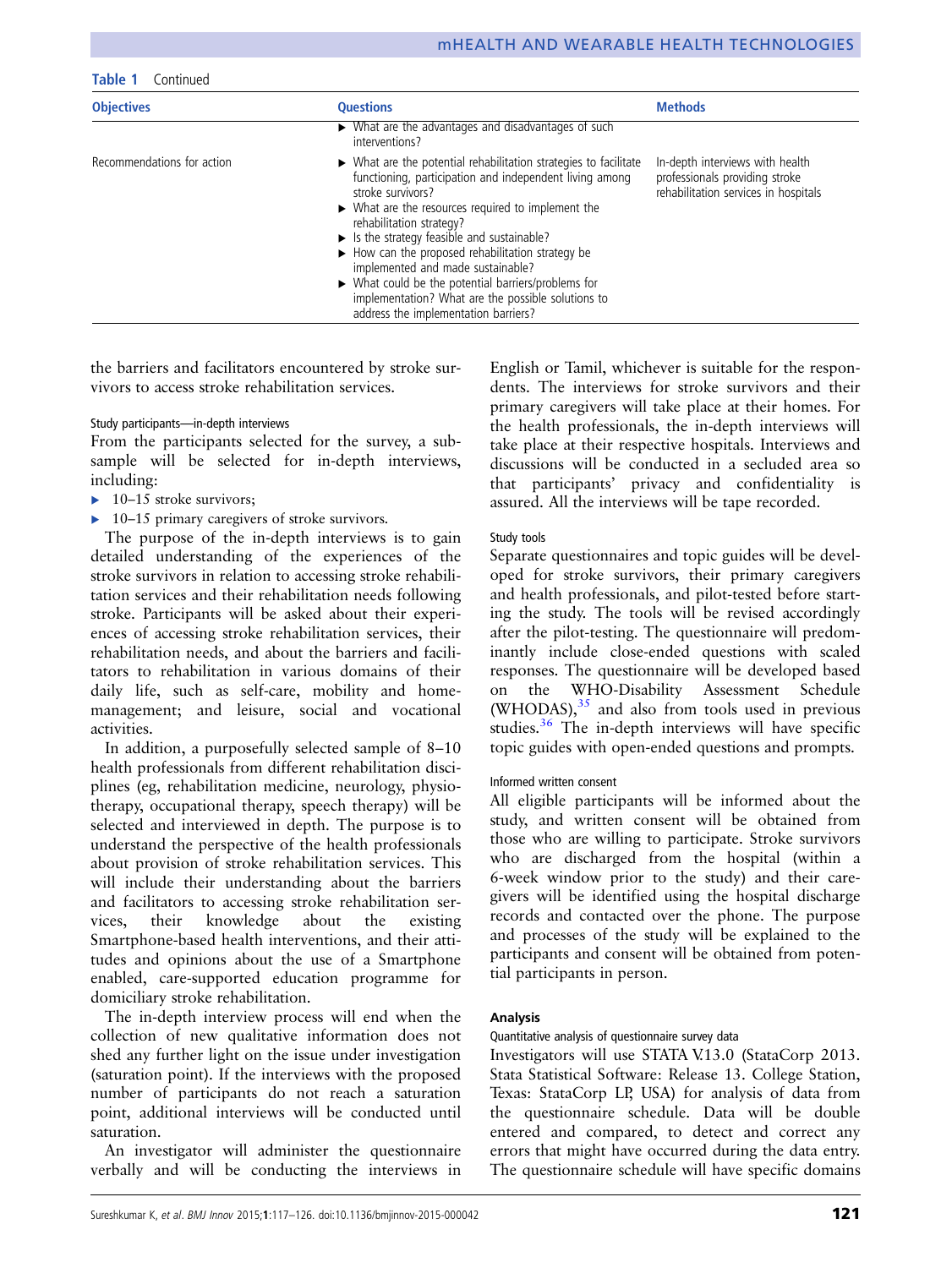**Table 1** Continued

| Objectives | Questions | Methods |
|---|---|---|
| | ▶ What are the advantages and disadvantages of such interventions? | |
| Recommendations for action | ▶ What are the potential rehabilitation strategies to facilitate functioning, participation and independent living among stroke survivors?<br>▶ What are the resources required to implement the rehabilitation strategy?<br>▶ Is the strategy feasible and sustainable?<br>▶ How can the proposed rehabilitation strategy be implemented and made sustainable?<br>▶ What could be the potential barriers/problems for implementation? What are the possible solutions to address the implementation barriers? | In-depth interviews with health professionals providing stroke rehabilitation services in hospitals |

the barriers and facilitators encountered by stroke survivors to access stroke rehabilitation services.

#### Study participants—in-depth interviews

From the participants selected for the survey, a subsample will be selected for in-depth interviews, including:

- 10–15 stroke survivors;
- 10–15 primary caregivers of stroke survivors.

The purpose of the in-depth interviews is to gain detailed understanding of the experiences of the stroke survivors in relation to accessing stroke rehabilitation services and their rehabilitation needs following stroke. Participants will be asked about their experiences of accessing stroke rehabilitation services, their rehabilitation needs, and about the barriers and facilitators to rehabilitation in various domains of their daily life, such as self-care, mobility and home-management; and leisure, social and vocational activities.

In addition, a purposefully selected sample of 8–10 health professionals from different rehabilitation disciplines (eg, rehabilitation medicine, neurology, physiotherapy, occupational therapy, speech therapy) will be selected and interviewed in depth. The purpose is to understand the perspective of the health professionals about provision of stroke rehabilitation services. This will include their understanding about the barriers and facilitators to accessing stroke rehabilitation services, their knowledge about the existing Smartphone-based health interventions, and their attitudes and opinions about the use of a Smartphone enabled, care-supported education programme for domiciliary stroke rehabilitation.

The in-depth interview process will end when the collection of new qualitative information does not shed any further light on the issue under investigation (saturation point). If the interviews with the proposed number of participants do not reach a saturation point, additional interviews will be conducted until saturation.

An investigator will administer the questionnaire verbally and will be conducting the interviews in English or Tamil, whichever is suitable for the respondents. The interviews for stroke survivors and their primary caregivers will take place at their homes. For the health professionals, the in-depth interviews will take place at their respective hospitals. Interviews and discussions will be conducted in a secluded area so that participants' privacy and confidentiality is assured. All the interviews will be tape recorded.

#### Study tools

Separate questionnaires and topic guides will be developed for stroke survivors, their primary caregivers and health professionals, and pilot-tested before starting the study. The tools will be revised accordingly after the pilot-testing. The questionnaire will predominantly include close-ended questions with scaled responses. The questionnaire will be developed based on the WHO-Disability Assessment Schedule (WHODAS),[35] and also from tools used in previous studies.[36] The in-depth interviews will have specific topic guides with open-ended questions and prompts.

#### Informed written consent

All eligible participants will be informed about the study, and written consent will be obtained from those who are willing to participate. Stroke survivors who are discharged from the hospital (within a 6-week window prior to the study) and their caregivers will be identified using the hospital discharge records and contacted over the phone. The purpose and processes of the study will be explained to the participants and consent will be obtained from potential participants in person.

### Analysis

#### Quantitative analysis of questionnaire survey data

Investigators will use STATA V.13.0 (StataCorp 2013. Stata Statistical Software: Release 13. College Station, Texas: StataCorp LP, USA) for analysis of data from the questionnaire schedule. Data will be double entered and compared, to detect and correct any errors that might have occurred during the data entry. The questionnaire schedule will have specific domains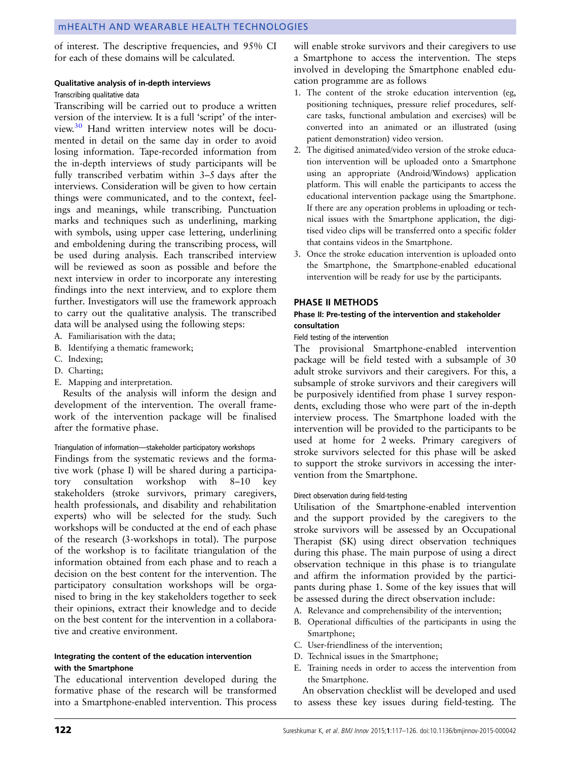of interest. The descriptive frequencies, and 95% CI for each of these domains will be calculated.

#### Qualitative analysis of in-depth interviews

##### Transcribing qualitative data

Transcribing will be carried out to produce a written version of the interview. It is a full 'script' of the interview.[30] Hand written interview notes will be documented in detail on the same day in order to avoid losing information. Tape-recorded information from the in-depth interviews of study participants will be fully transcribed verbatim within 3–5 days after the interviews. Consideration will be given to how certain things were communicated, and to the context, feelings and meanings, while transcribing. Punctuation marks and techniques such as underlining, marking with symbols, using upper case lettering, underlining and emboldening during the transcribing process, will be used during analysis. Each transcribed interview will be reviewed as soon as possible and before the next interview in order to incorporate any interesting findings into the next interview, and to explore them further. Investigators will use the framework approach to carry out the qualitative analysis. The transcribed data will be analysed using the following steps:

A. Familiarisation with the data;
B. Identifying a thematic framework;
C. Indexing;
D. Charting;
E. Mapping and interpretation.

Results of the analysis will inform the design and development of the intervention. The overall framework of the intervention package will be finalised after the formative phase.

##### Triangulation of information—stakeholder participatory workshops

Findings from the systematic reviews and the formative work (phase I) will be shared during a participatory consultation workshop with 8–10 key stakeholders (stroke survivors, primary caregivers, health professionals, and disability and rehabilitation experts) who will be selected for the study. Such workshops will be conducted at the end of each phase of the research (3-workshops in total). The purpose of the workshop is to facilitate triangulation of the information obtained from each phase and to reach a decision on the best content for the intervention. The participatory consultation workshops will be organised to bring in the key stakeholders together to seek their opinions, extract their knowledge and to decide on the best content for the intervention in a collaborative and creative environment.

#### Integrating the content of the education intervention with the Smartphone

The educational intervention developed during the formative phase of the research will be transformed into a Smartphone-enabled intervention. This process will enable stroke survivors and their caregivers to use a Smartphone to access the intervention. The steps involved in developing the Smartphone enabled education programme are as follows

1. The content of the stroke education intervention (eg, positioning techniques, pressure relief procedures, self-care tasks, functional ambulation and exercises) will be converted into an animated or an illustrated (using patient demonstration) video version.
2. The digitised animated/video version of the stroke education intervention will be uploaded onto a Smartphone using an appropriate (Android/Windows) application platform. This will enable the participants to access the educational intervention package using the Smartphone. If there are any operation problems in uploading or technical issues with the Smartphone application, the digitised video clips will be transferred onto a specific folder that contains videos in the Smartphone.
3. Once the stroke education intervention is uploaded onto the Smartphone, the Smartphone-enabled educational intervention will be ready for use by the participants.

### PHASE II METHODS

#### Phase II: Pre-testing of the intervention and stakeholder consultation

##### Field testing of the intervention

The provisional Smartphone-enabled intervention package will be field tested with a subsample of 30 adult stroke survivors and their caregivers. For this, a subsample of stroke survivors and their caregivers will be purposively identified from phase 1 survey respondents, excluding those who were part of the in-depth interview process. The Smartphone loaded with the intervention will be provided to the participants to be used at home for 2 weeks. Primary caregivers of stroke survivors selected for this phase will be asked to support the stroke survivors in accessing the intervention from the Smartphone.

##### Direct observation during field-testing

Utilisation of the Smartphone-enabled intervention and the support provided by the caregivers to the stroke survivors will be assessed by an Occupational Therapist (SK) using direct observation techniques during this phase. The main purpose of using a direct observation technique in this phase is to triangulate and affirm the information provided by the participants during phase 1. Some of the key issues that will be assessed during the direct observation include:

A. Relevance and comprehensibility of the intervention;
B. Operational difficulties of the participants in using the Smartphone;
C. User-friendliness of the intervention;
D. Technical issues in the Smartphone;
E. Training needs in order to access the intervention from the Smartphone.

An observation checklist will be developed and used to assess these key issues during field-testing. The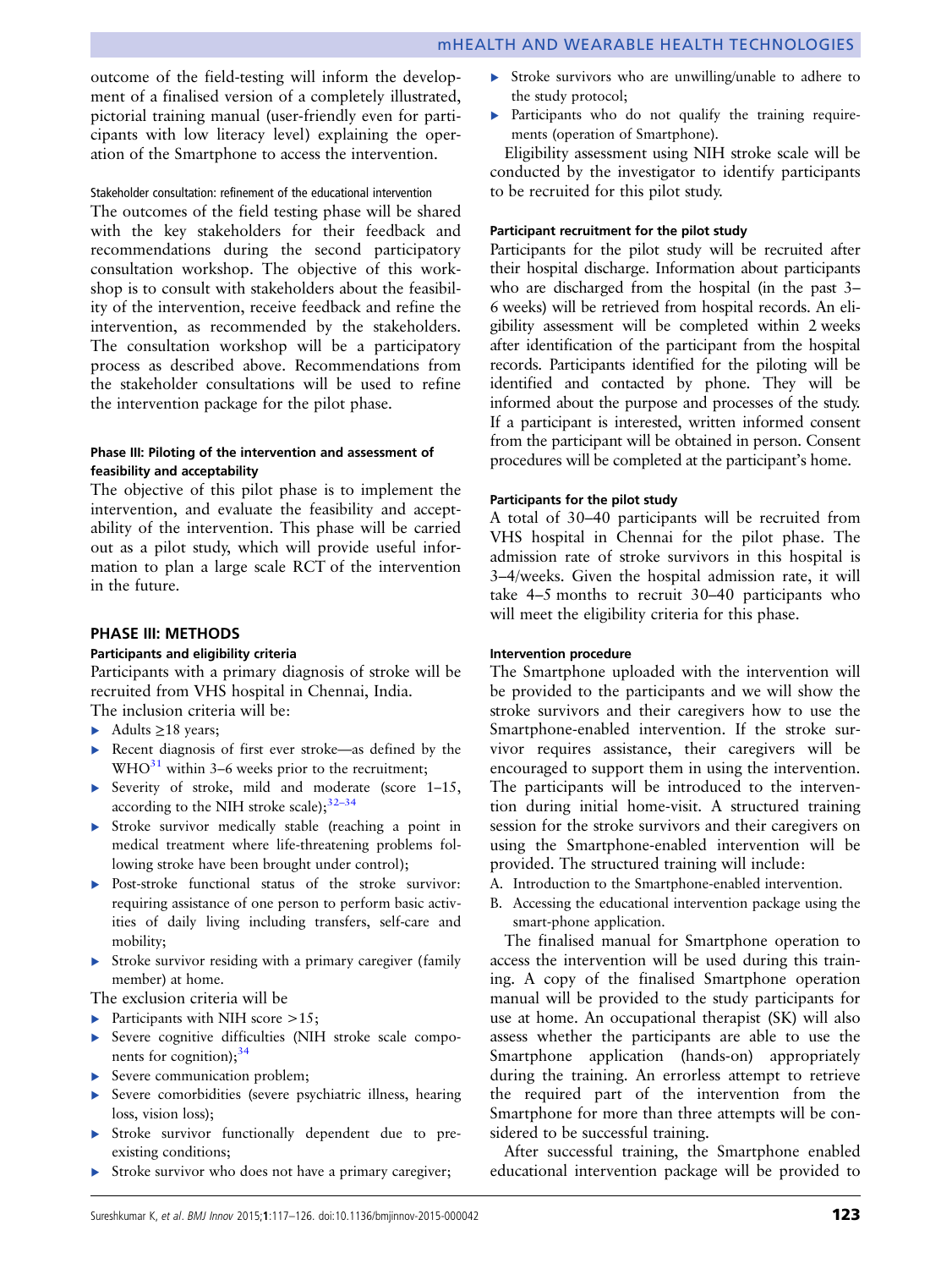outcome of the field-testing will inform the development of a finalised version of a completely illustrated, pictorial training manual (user-friendly even for participants with low literacy level) explaining the operation of the Smartphone to access the intervention.

#### Stakeholder consultation: refinement of the educational intervention

The outcomes of the field testing phase will be shared with the key stakeholders for their feedback and recommendations during the second participatory consultation workshop. The objective of this workshop is to consult with stakeholders about the feasibility of the intervention, receive feedback and refine the intervention, as recommended by the stakeholders. The consultation workshop will be a participatory process as described above. Recommendations from the stakeholder consultations will be used to refine the intervention package for the pilot phase.

### Phase III: Piloting of the intervention and assessment of feasibility and acceptability

The objective of this pilot phase is to implement the intervention, and evaluate the feasibility and acceptability of the intervention. This phase will be carried out as a pilot study, which will provide useful information to plan a large scale RCT of the intervention in the future.

## PHASE III: METHODS

### Participants and eligibility criteria

Participants with a primary diagnosis of stroke will be recruited from VHS hospital in Chennai, India.

The inclusion criteria will be:

- Adults ≥18 years;
- Recent diagnosis of first ever stroke—as defined by the WHO[31] within 3–6 weeks prior to the recruitment;
- Severity of stroke, mild and moderate (score 1–15, according to the NIH stroke scale);[32–34]
- Stroke survivor medically stable (reaching a point in medical treatment where life-threatening problems following stroke have been brought under control);
- Post-stroke functional status of the stroke survivor: requiring assistance of one person to perform basic activities of daily living including transfers, self-care and mobility;
- Stroke survivor residing with a primary caregiver (family member) at home.

The exclusion criteria will be

- Participants with NIH score >15;
- Severe cognitive difficulties (NIH stroke scale components for cognition);[34]
- Severe communication problem;
- Severe comorbidities (severe psychiatric illness, hearing loss, vision loss);
- Stroke survivor functionally dependent due to pre-existing conditions;
- Stroke survivor who does not have a primary caregiver;
- Stroke survivors who are unwilling/unable to adhere to the study protocol;
- Participants who do not qualify the training requirements (operation of Smartphone).

Eligibility assessment using NIH stroke scale will be conducted by the investigator to identify participants to be recruited for this pilot study.

### Participant recruitment for the pilot study

Participants for the pilot study will be recruited after their hospital discharge. Information about participants who are discharged from the hospital (in the past 3–6 weeks) will be retrieved from hospital records. An eligibility assessment will be completed within 2 weeks after identification of the participant from the hospital records. Participants identified for the piloting will be identified and contacted by phone. They will be informed about the purpose and processes of the study. If a participant is interested, written informed consent from the participant will be obtained in person. Consent procedures will be completed at the participant's home.

### Participants for the pilot study

A total of 30–40 participants will be recruited from VHS hospital in Chennai for the pilot phase. The admission rate of stroke survivors in this hospital is 3–4/weeks. Given the hospital admission rate, it will take 4–5 months to recruit 30–40 participants who will meet the eligibility criteria for this phase.

### Intervention procedure

The Smartphone uploaded with the intervention will be provided to the participants and we will show the stroke survivors and their caregivers how to use the Smartphone-enabled intervention. If the stroke survivor requires assistance, their caregivers will be encouraged to support them in using the intervention. The participants will be introduced to the intervention during initial home-visit. A structured training session for the stroke survivors and their caregivers on using the Smartphone-enabled intervention will be provided. The structured training will include:

A. Introduction to the Smartphone-enabled intervention.
B. Accessing the educational intervention package using the smart-phone application.

The finalised manual for Smartphone operation to access the intervention will be used during this training. A copy of the finalised Smartphone operation manual will be provided to the study participants for use at home. An occupational therapist (SK) will also assess whether the participants are able to use the Smartphone application (hands-on) appropriately during the training. An errorless attempt to retrieve the required part of the intervention from the Smartphone for more than three attempts will be considered to be successful training.

After successful training, the Smartphone enabled educational intervention package will be provided to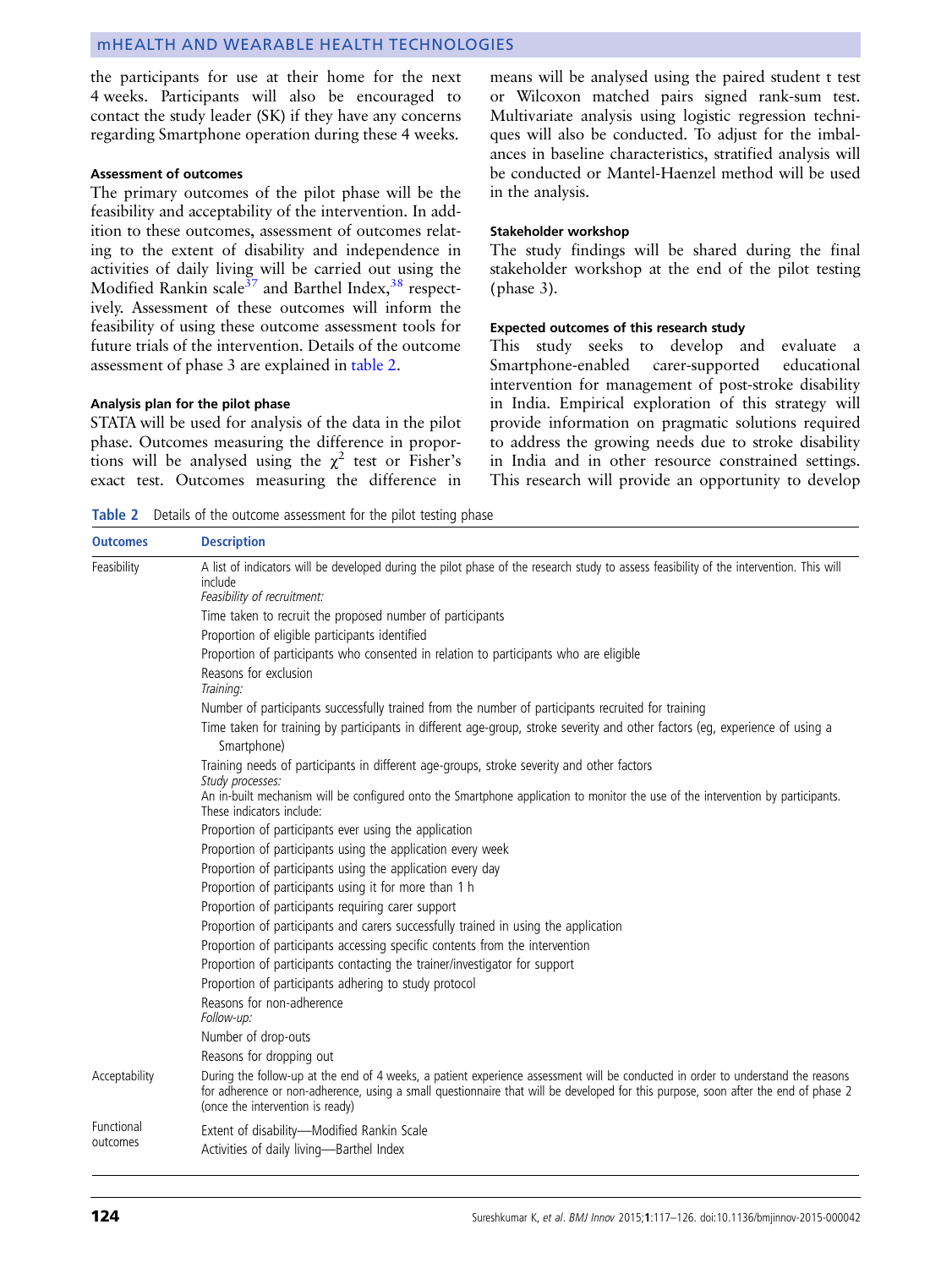the participants for use at their home for the next 4 weeks. Participants will also be encouraged to contact the study leader (SK) if they have any concerns regarding Smartphone operation during these 4 weeks.

#### Assessment of outcomes

The primary outcomes of the pilot phase will be the feasibility and acceptability of the intervention. In addition to these outcomes, assessment of outcomes relating to the extent of disability and independence in activities of daily living will be carried out using the Modified Rankin scale[37] and Barthel Index,[38] respectively. Assessment of these outcomes will inform the feasibility of using these outcome assessment tools for future trials of the intervention. Details of the outcome assessment of phase 3 are explained in table 2.

#### Analysis plan for the pilot phase

STATA will be used for analysis of the data in the pilot phase. Outcomes measuring the difference in proportions will be analysed using the $\chi^2$ test or Fisher's exact test. Outcomes measuring the difference in means will be analysed using the paired student t test or Wilcoxon matched pairs signed rank-sum test. Multivariate analysis using logistic regression techniques will also be conducted. To adjust for the imbalances in baseline characteristics, stratified analysis will be conducted or Mantel-Haenzel method will be used in the analysis.

#### Stakeholder workshop

The study findings will be shared during the final stakeholder workshop at the end of the pilot testing (phase 3).

#### Expected outcomes of this research study

This study seeks to develop and evaluate a Smartphone-enabled carer-supported educational intervention for management of post-stroke disability in India. Empirical exploration of this strategy will provide information on pragmatic solutions required to address the growing needs due to stroke disability in India and in other resource constrained settings. This research will provide an opportunity to develop

**Table 2** Details of the outcome assessment for the pilot testing phase

| Outcomes | Description |
|---|---|
| Feasibility | A list of indicators will be developed during the pilot phase of the research study to assess feasibility of the intervention. This will include<br>*Feasibility of recruitment:* |
| | Time taken to recruit the proposed number of participants |
| | Proportion of eligible participants identified |
| | Proportion of participants who consented in relation to participants who are eligible |
| | Reasons for exclusion<br>*Training:* |
| | Number of participants successfully trained from the number of participants recruited for training |
| | Time taken for training by participants in different age-group, stroke severity and other factors (eg, experience of using a Smartphone) |
| | Training needs of participants in different age-groups, stroke severity and other factors<br>*Study processes:*<br>An in-built mechanism will be configured onto the Smartphone application to monitor the use of the intervention by participants. These indicators include: |
| | Proportion of participants ever using the application |
| | Proportion of participants using the application every week |
| | Proportion of participants using the application every day |
| | Proportion of participants using it for more than 1 h |
| | Proportion of participants requiring carer support |
| | Proportion of participants and carers successfully trained in using the application |
| | Proportion of participants accessing specific contents from the intervention |
| | Proportion of participants contacting the trainer/investigator for support |
| | Proportion of participants adhering to study protocol |
| | Reasons for non-adherence<br>*Follow-up:* |
| | Number of drop-outs |
| | Reasons for dropping out |
| Acceptability | During the follow-up at the end of 4 weeks, a patient experience assessment will be conducted in order to understand the reasons for adherence or non-adherence, using a small questionnaire that will be developed for this purpose, soon after the end of phase 2 (once the intervention is ready) |
| Functional outcomes | Extent of disability—Modified Rankin Scale<br>Activities of daily living—Barthel Index |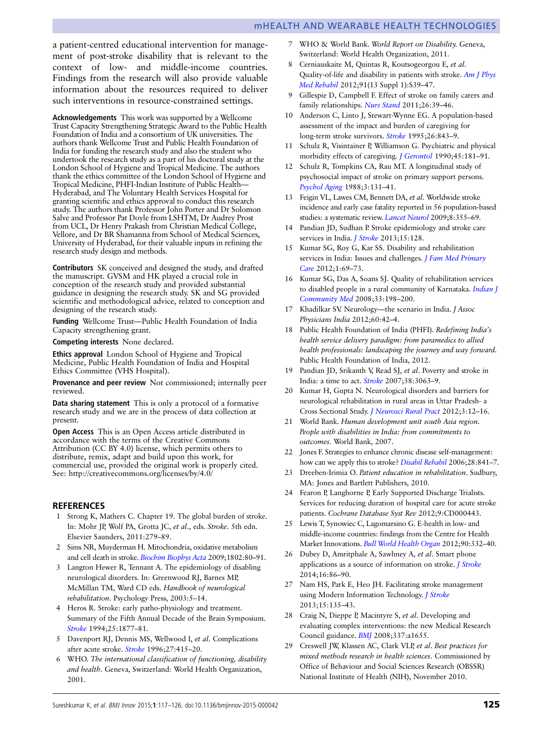a patient-centred educational intervention for management of post-stroke disability that is relevant to the context of low- and middle-income countries. Findings from the research will also provide valuable information about the resources required to deliver such interventions in resource-constrained settings.

**Acknowledgements** This work was supported by a Wellcome Trust Capacity Strengthening Strategic Award to the Public Health Foundation of India and a consortium of UK universities. The authors thank Wellcome Trust and Public Health Foundation of India for funding the research study and also the student who undertook the research study as a part of his doctoral study at the London School of Hygiene and Tropical Medicine. The authors thank the ethics committee of the London School of Hygiene and Tropical Medicine, PHFI-Indian Institute of Public Health—Hyderabad, and The Voluntary Health Services Hospital for granting scientific and ethics approval to conduct this research study. The authors thank Professor John Porter and Dr Solomon Salve and Professor Pat Doyle from LSHTM, Dr Audrey Prost from UCL, Dr Henry Prakash from Christian Medical College, Vellore, and Dr BR Shamanna from School of Medical Sciences, University of Hyderabad, for their valuable inputs in refining the research study design and methods.

**Contributors** SK conceived and designed the study, and drafted the manuscript. GVSM and HK played a crucial role in conception of the research study and provided substantial guidance in designing the research study. SK and SG provided scientific and methodological advice, related to conception and designing of the research study.

**Funding** Wellcome Trust—Public Health Foundation of India Capacity strengthening grant.

**Competing interests** None declared.

**Ethics approval** London School of Hygiene and Tropical Medicine, Public Health Foundation of India and Hospital Ethics Committee (VHS Hospital).

**Provenance and peer review** Not commissioned; internally peer reviewed.

**Data sharing statement** This is only a protocol of a formative research study and we are in the process of data collection at present.

**Open Access** This is an Open Access article distributed in accordance with the terms of the Creative Commons Attribution (CC BY 4.0) license, which permits others to distribute, remix, adapt and build upon this work, for commercial use, provided the original work is properly cited. See: http://creativecommons.org/licenses/by/4.0/

## REFERENCES

1. Strong K, Mathers C. Chapter 19. The global burden of stroke. In: Mohr JP, Wolf PA, Grotta JC, *et al*., eds. *Stroke*. 5th edn. Elsevier Saunders, 2011:279–89.
2. Sims NR, Muyderman H. Mitochondria, oxidative metabolism and cell death in stroke. *Biochim Biophys Acta* 2009;1802:80–91.
3. Langton Hewer R, Tennant A. The epidemiology of disabling neurological disorders. In: Greenwood RJ, Barnes MP, McMillan TM, Ward CD eds. *Handbook of neurological rehabilitation*. Psychology Press, 2003:5–14.
4. Heros R. Stroke: early patho-physiology and treatment. Summary of the Fifth Annual Decade of the Brain Symposium. *Stroke* 1994;25:1877–81.
5. Davenport RJ, Dennis MS, Wellwood I, *et al*. Complications after acute stroke. *Stroke* 1996;27:415–20.
6. WHO. *The international classification of functioning, disability and health*. Geneva, Switzerland: World Health Organization, 2001.
7. WHO & World Bank. *World Report on Disability*. Geneva, Switzerland: World Health Organization, 2011.
8. Cerniauskaite M, Quintas R, Koutsogeorgou E, *et al*. Quality-of-life and disability in patients with stroke. *Am J Phys Med Rehabil* 2012;91(13 Suppl 1):S39–47.
9. Gillespie D, Campbell F. Effect of stroke on family carers and family relationships. *Nurs Stand* 2011;26:39–46.
10. Anderson C, Linto J, Stewart-Wynne EG. A population-based assessment of the impact and burden of caregiving for long-term stroke survivors. *Stroke* 1995;26:843–9.
11. Schulz R, Visintainer P, Williamson G. Psychiatric and physical morbidity effects of caregiving. *J Gerontol* 1990;45:181–91.
12. Schulz R, Tompkins CA, Rau MT. A longitudinal study of psychosocial impact of stroke on primary support persons. *Psychol Aging* 1988;3:131–41.
13. Feigin VL, Lawes CM, Bennett DA, *et al*. Worldwide stroke incidence and early case fatality reported in 56 population-based studies: a systematic review. *Lancet Neurol* 2009;8:355–69.
14. Pandian JD, Sudhan P. Stroke epidemiology and stroke care services in India. *J Stroke* 2013;15:128.
15. Kumar SG, Roy G, Kar SS. Disability and rehabilitation services in India: Issues and challenges. *J Fam Med Primary Care* 2012;1:69–73.
16. Kumar SG, Das A, Soans SJ. Quality of rehabilitation services to disabled people in a rural community of Karnataka. *Indian J Community Med* 2008;33:198–200.
17. Khadilkar SV. Neurology—the scenario in India. *J Assoc Physicians India* 2012;60:42–4.
18. Public Health Foundation of India (PHFI). *Redefining India's health service delivery paradigm: from paramedics to allied health professionals: landscaping the journey and way forward*. Public Health Foundation of India, 2012.
19. Pandian JD, Srikanth V, Read SJ, *et al*. Poverty and stroke in India: a time to act. *Stroke* 2007;38:3063–9.
20. Kumar H, Gupta N. Neurological disorders and barriers for neurological rehabilitation in rural areas in Uttar Pradesh- a Cross Sectional Study. *J Neurosci Rural Pract* 2012;3:12–16.
21. World Bank. *Human development unit south Asia region. People with disabilities in India: from commitments to outcomes*. World Bank, 2007.
22. Jones F. Strategies to enhance chronic disease self-management: how can we apply this to stroke? *Disabil Rehabil* 2006;28:841–7.
23. Dreeben-Irimia O. *Patient education in rehabilitation*. Sudbury, MA: Jones and Bartlett Publishers, 2010.
24. Fearon P, Langhorne P, Early Supported Discharge Trialists. Services for reducing duration of hospital care for acute stroke patients. *Cochrane Database Syst Rev* 2012;9:CD000443.
25. Lewis T, Synowiec C, Lagomarsino G. E-health in low- and middle-income countries: findings from the Centre for Health Market Innovations. *Bull World Health Organ* 2012;90:332–40.
26. Dubey D, Amritphale A, Sawhney A, *et al*. Smart phone applications as a source of information on stroke. *J Stroke* 2014;16:86–90.
27. Nam HS, Park E, Heo JH. Facilitating stroke management using Modern Information Technology. *J Stroke* 2013;15:135–43.
28. Craig N, Dieppe P, Macintyre S, *et al*. Developing and evaluating complex interventions: the new Medical Research Council guidance. *BMJ* 2008;337:a1655.
29. Creswell JW, Klassen AC, Clark VLP, *et al*. *Best practices for mixed methods research in health sciences*. Commissioned by Office of Behaviour and Social Sciences Research (OBSSR) National Institute of Health (NIH), November 2010.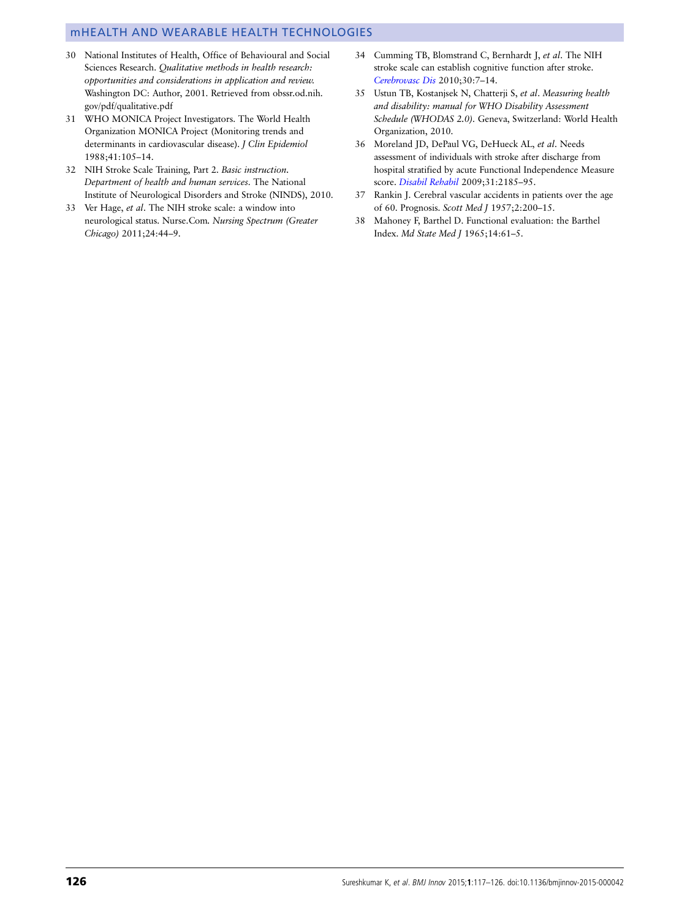30 National Institutes of Health, Office of Behavioural and Social Sciences Research. *Qualitative methods in health research: opportunities and considerations in application and review.* Washington DC: Author, 2001. Retrieved from obssr.od.nih.gov/pdf/qualitative.pdf

31 WHO MONICA Project Investigators. The World Health Organization MONICA Project (Monitoring trends and determinants in cardiovascular disease). *J Clin Epidemiol* 1988;41:105–14.

32 NIH Stroke Scale Training, Part 2. *Basic instruction. Department of health and human services.* The National Institute of Neurological Disorders and Stroke (NINDS), 2010.

33 Ver Hage, *et al*. The NIH stroke scale: a window into neurological status. Nurse.Com. *Nursing Spectrum (Greater Chicago)* 2011;24:44–9.

34 Cumming TB, Blomstrand C, Bernhardt J, *et al*. The NIH stroke scale can establish cognitive function after stroke. *Cerebrovasc Dis* 2010;30:7–14.

35 Ustun TB, Kostanjsek N, Chatterji S, *et al*. *Measuring health and disability: manual for WHO Disability Assessment Schedule (WHODAS 2.0)*. Geneva, Switzerland: World Health Organization, 2010.

36 Moreland JD, DePaul VG, DeHueck AL, *et al*. Needs assessment of individuals with stroke after discharge from hospital stratified by acute Functional Independence Measure score. *Disabil Rehabil* 2009;31:2185–95.

37 Rankin J. Cerebral vascular accidents in patients over the age of 60. Prognosis. *Scott Med J* 1957;2:200–15.

38 Mahoney F, Barthel D. Functional evaluation: the Barthel Index. *Md State Med J* 1965;14:61–5.